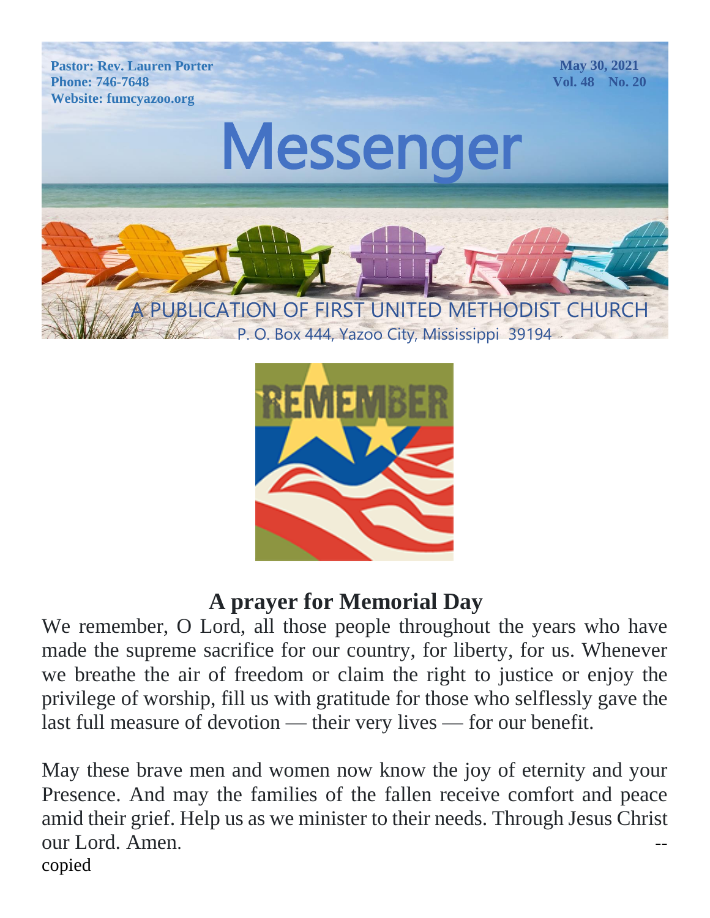**Pastor: Rev. Lauren Porter**
**Phone: 746-7648**
**Website: fumcyazoo.org**

**May 30, 2021**
**Vol. 48 No. 20**

# Messenger

A PUBLICATION OF FIRST UNITED METHODIST CHURCH
P. O. Box 444, Yazoo City, Mississippi 39194

REMEMBER

## A prayer for Memorial Day

We remember, O Lord, all those people throughout the years who have made the supreme sacrifice for our country, for liberty, for us. Whenever we breathe the air of freedom or claim the right to justice or enjoy the privilege of worship, fill us with gratitude for those who selflessly gave the last full measure of devotion — their very lives — for our benefit.

May these brave men and women now know the joy of eternity and your Presence. And may the families of the fallen receive comfort and peace amid their grief. Help us as we minister to their needs. Through Jesus Christ our Lord. Amen. --copied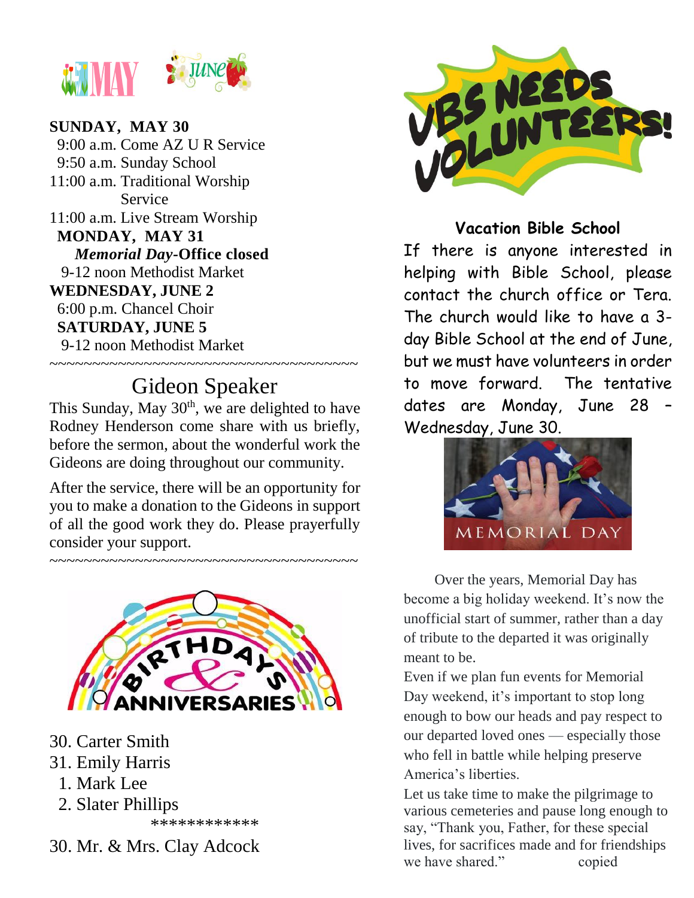**SUNDAY, MAY 30**

9:00 a.m. Come AZ U R Service
9:50 a.m. Sunday School
11:00 a.m. Traditional Worship Service
11:00 a.m. Live Stream Worship

**MONDAY, MAY 31**

***Memorial Day*-Office closed**

9-12 noon Methodist Market

**WEDNESDAY, JUNE 2**

6:00 p.m. Chancel Choir

**SATURDAY, JUNE 5**

9-12 noon Methodist Market

~~~~~~~~~~~~~~~~~~~~~~~~~~~~~~~~~~~~~~~~

## Gideon Speaker

This Sunday, May 30th, we are delighted to have Rodney Henderson come share with us briefly, before the sermon, about the wonderful work the Gideons are doing throughout our community.

After the service, there will be an opportunity for you to make a donation to the Gideons in support of all the good work they do. Please prayerfully consider your support.

~~~~~~~~~~~~~~~~~~~~~~~~~~~~~~~~~~~~~~~~

## Birthdays & Anniversaries

30. Carter Smith
31. Emily Harris
1. Mark Lee
2. Slater Phillips

************

30. Mr. & Mrs. Clay Adcock

## VBS Needs Volunteers!

### Vacation Bible School

If there is anyone interested in helping with Bible School, please contact the church office or Tera. The church would like to have a 3-day Bible School at the end of June, but we must have volunteers in order to move forward. The tentative dates are Monday, June 28 – Wednesday, June 30.

MEMORIAL DAY

Over the years, Memorial Day has become a big holiday weekend. It's now the unofficial start of summer, rather than a day of tribute to the departed it was originally meant to be.

Even if we plan fun events for Memorial Day weekend, it's important to stop long enough to bow our heads and pay respect to our departed loved ones — especially those who fell in battle while helping preserve America's liberties.

Let us take time to make the pilgrimage to various cemeteries and pause long enough to say, "Thank you, Father, for these special lives, for sacrifices made and for friendships we have shared." copied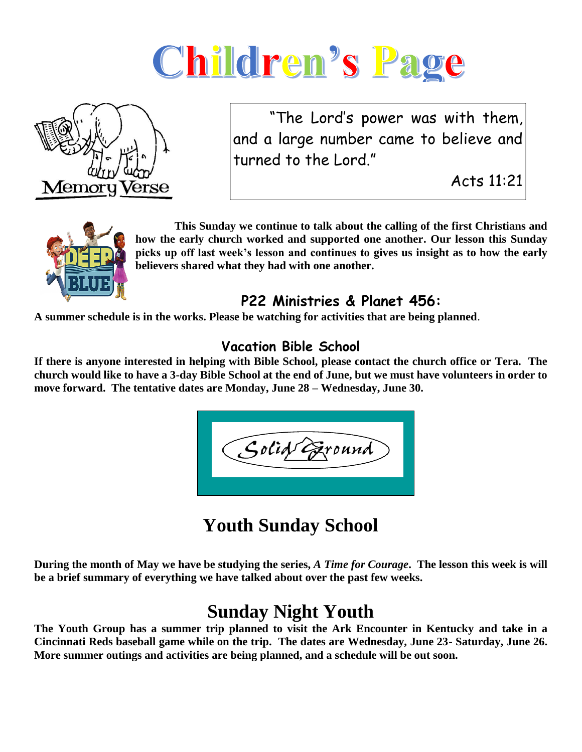# Children's Page

Memory Verse

"The Lord's power was with them, and a large number came to believe and turned to the Lord."

Acts 11:21

**This Sunday we continue to talk about the calling of the first Christians and how the early church worked and supported one another. Our lesson this Sunday picks up off last week's lesson and continues to gives us insight as to how the early believers shared what they had with one another.**

### P22 Ministries & Planet 456:

**A summer schedule is in the works. Please be watching for activities that are being planned**.

### Vacation Bible School

**If there is anyone interested in helping with Bible School, please contact the church office or Tera. The church would like to have a 3-day Bible School at the end of June, but we must have volunteers in order to move forward. The tentative dates are Monday, June 28 – Wednesday, June 30.**

Solid Ground

## Youth Sunday School

**During the month of May we have be studying the series, *A Time for Courage*. The lesson this week is will be a brief summary of everything we have talked about over the past few weeks.**

## Sunday Night Youth

**The Youth Group has a summer trip planned to visit the Ark Encounter in Kentucky and take in a Cincinnati Reds baseball game while on the trip. The dates are Wednesday, June 23- Saturday, June 26. More summer outings and activities are being planned, and a schedule will be out soon.**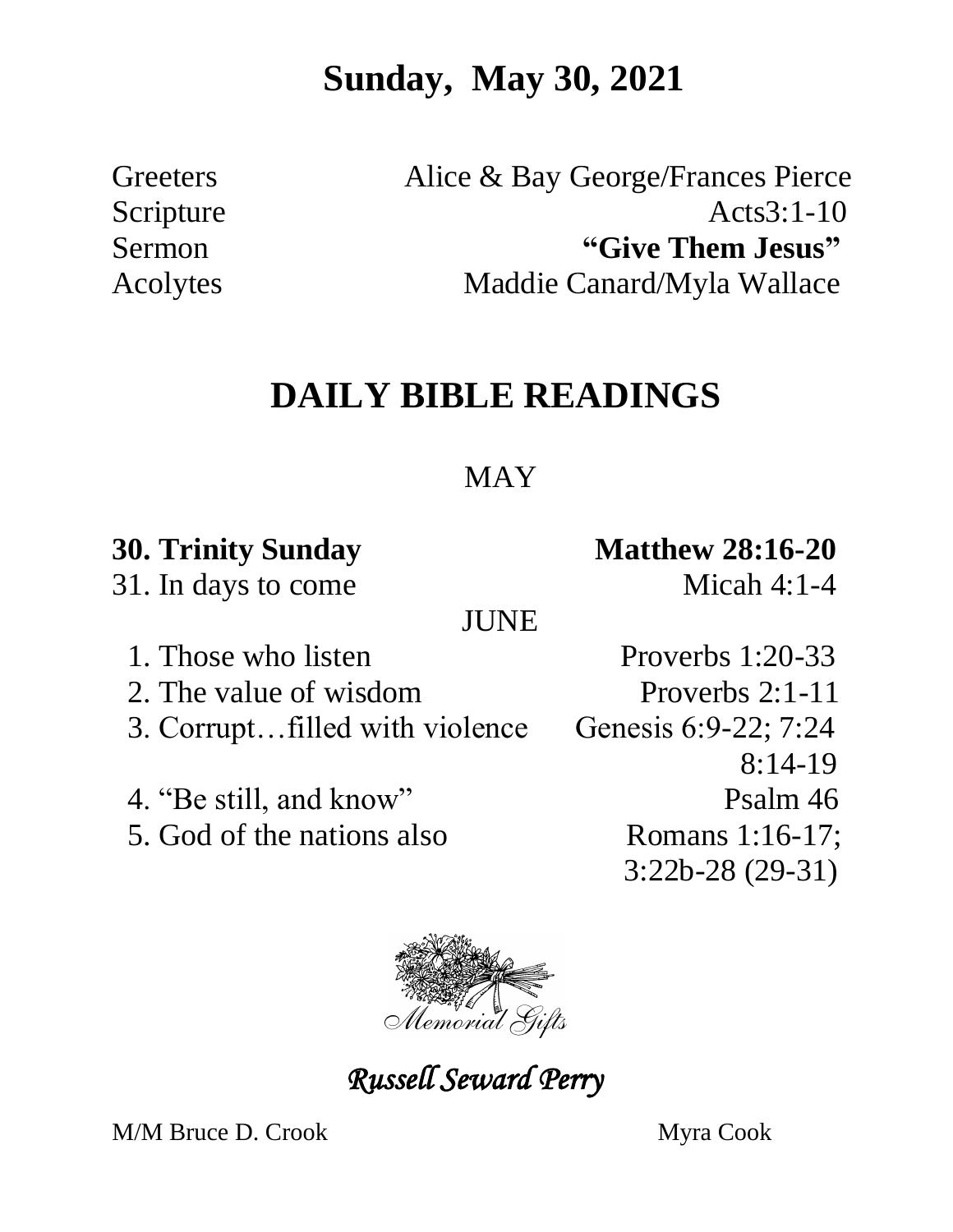# Sunday, May 30, 2021

| | |
|---|---|
| Greeters | Alice & Bay George/Frances Pierce |
| Scripture | Acts3:1-10 |
| Sermon | **"Give Them Jesus"** |
| Acolytes | Maddie Canard/Myla Wallace |

# DAILY BIBLE READINGS

MAY

| | |
|---|---|
| **30. Trinity Sunday** | **Matthew 28:16-20** |
| 31. In days to come | Micah 4:1-4 |

JUNE

| | |
|---|---|
| 1. Those who listen | Proverbs 1:20-33 |
| 2. The value of wisdom | Proverbs 2:1-11 |
| 3. Corrupt…filled with violence | Genesis 6:9-22; 7:24 8:14-19 |
| 4. "Be still, and know" | Psalm 46 |
| 5. God of the nations also | Romans 1:16-17; 3:22b-28 (29-31) |

*Memorial Gifts*

***Russell Seward Perry***

M/M Bruce D. Crook

Myra Cook